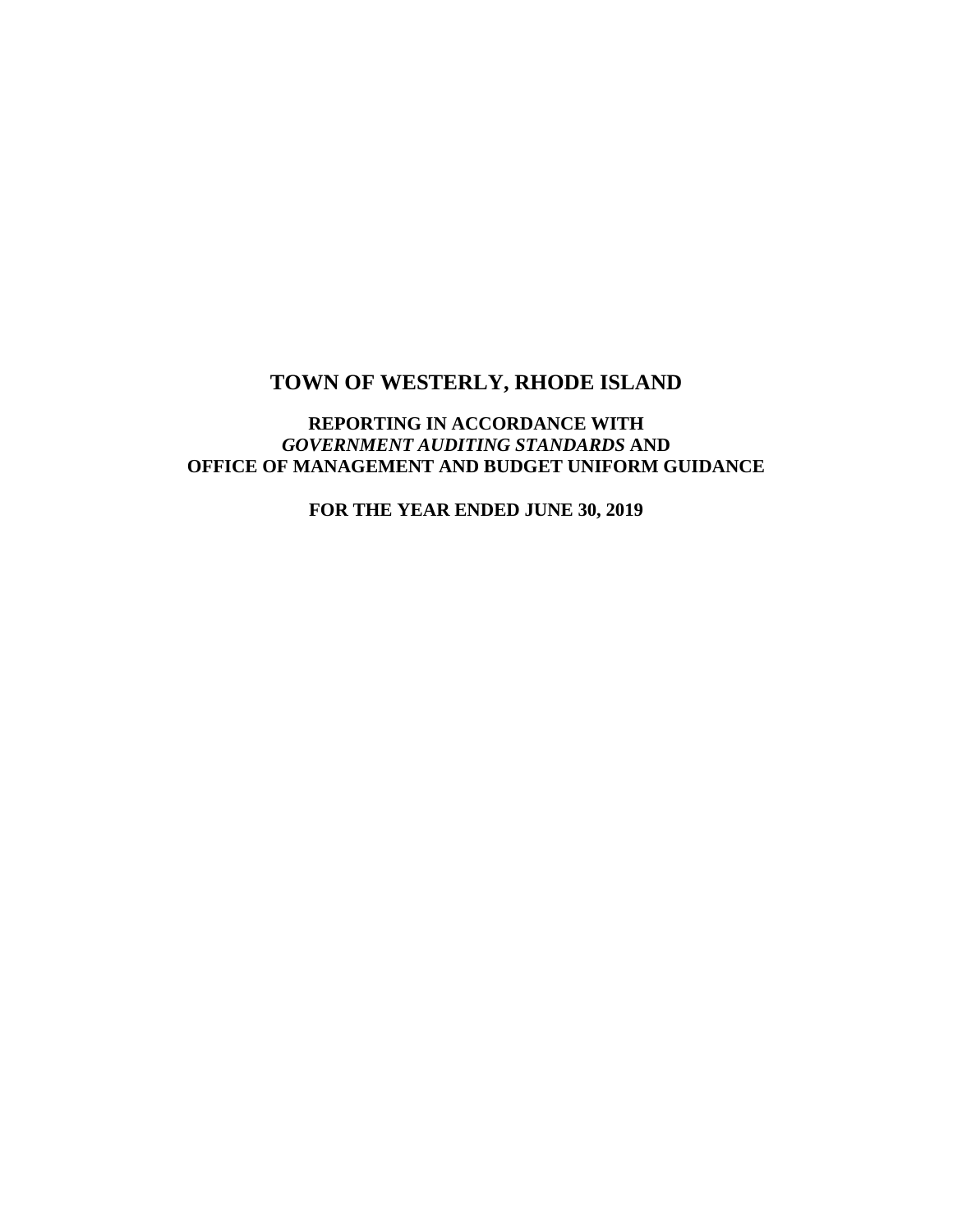# TOWN OF WESTERLY, RHODE ISLAND

**REPORTING IN ACCORDANCE WITH**
***GOVERNMENT AUDITING STANDARDS* AND**
**OFFICE OF MANAGEMENT AND BUDGET UNIFORM GUIDANCE**

**FOR THE YEAR ENDED JUNE 30, 2019**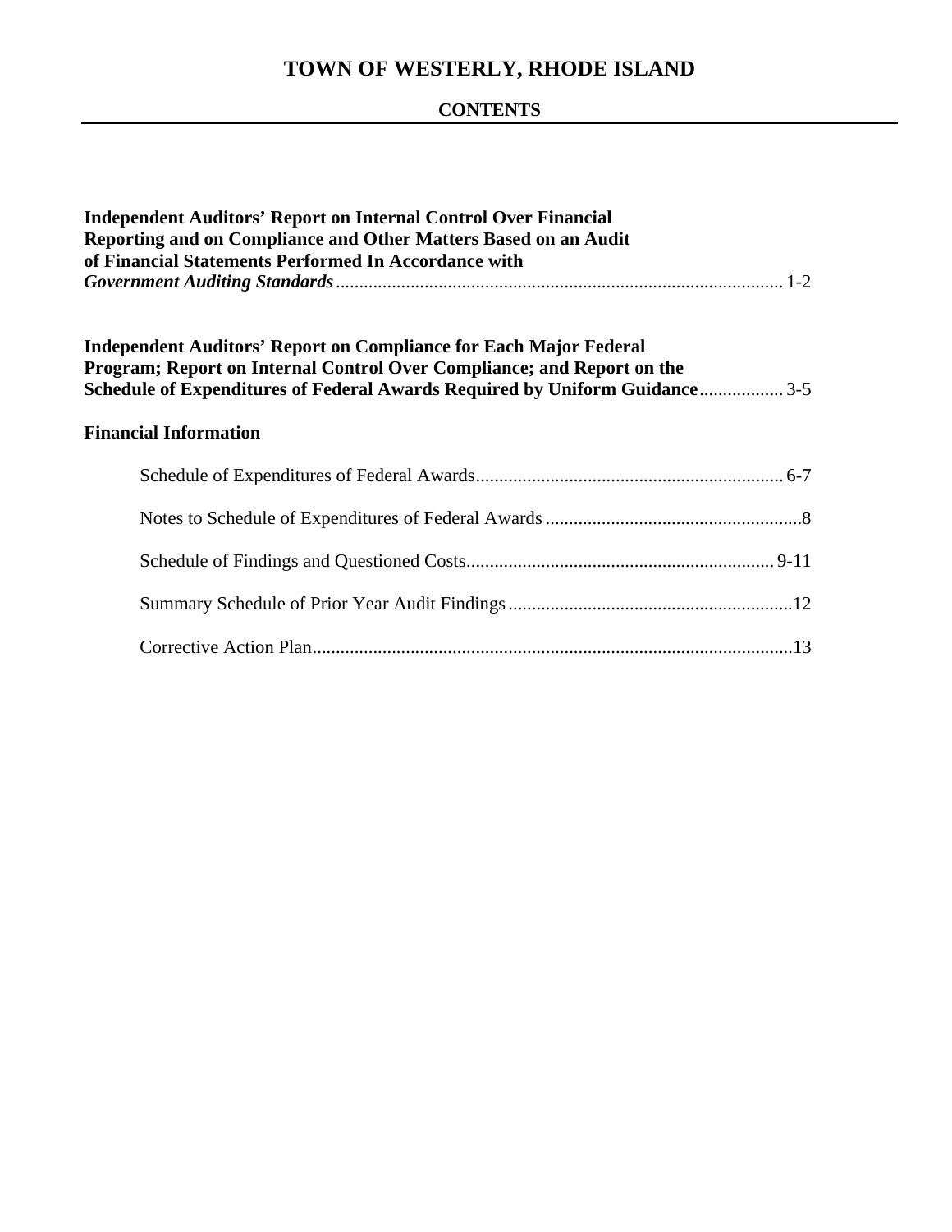# TOWN OF WESTERLY, RHODE ISLAND

## CONTENTS

**Independent Auditors' Report on Internal Control Over Financial Reporting and on Compliance and Other Matters Based on an Audit of Financial Statements Performed In Accordance with *Government Auditing Standards*** ........ 1-2

**Independent Auditors' Report on Compliance for Each Major Federal Program; Report on Internal Control Over Compliance; and Report on the Schedule of Expenditures of Federal Awards Required by Uniform Guidance** ........ 3-5

**Financial Information**

- Schedule of Expenditures of Federal Awards ........ 6-7
- Notes to Schedule of Expenditures of Federal Awards ........ 8
- Schedule of Findings and Questioned Costs ........ 9-11
- Summary Schedule of Prior Year Audit Findings ........ 12
- Corrective Action Plan ........ 13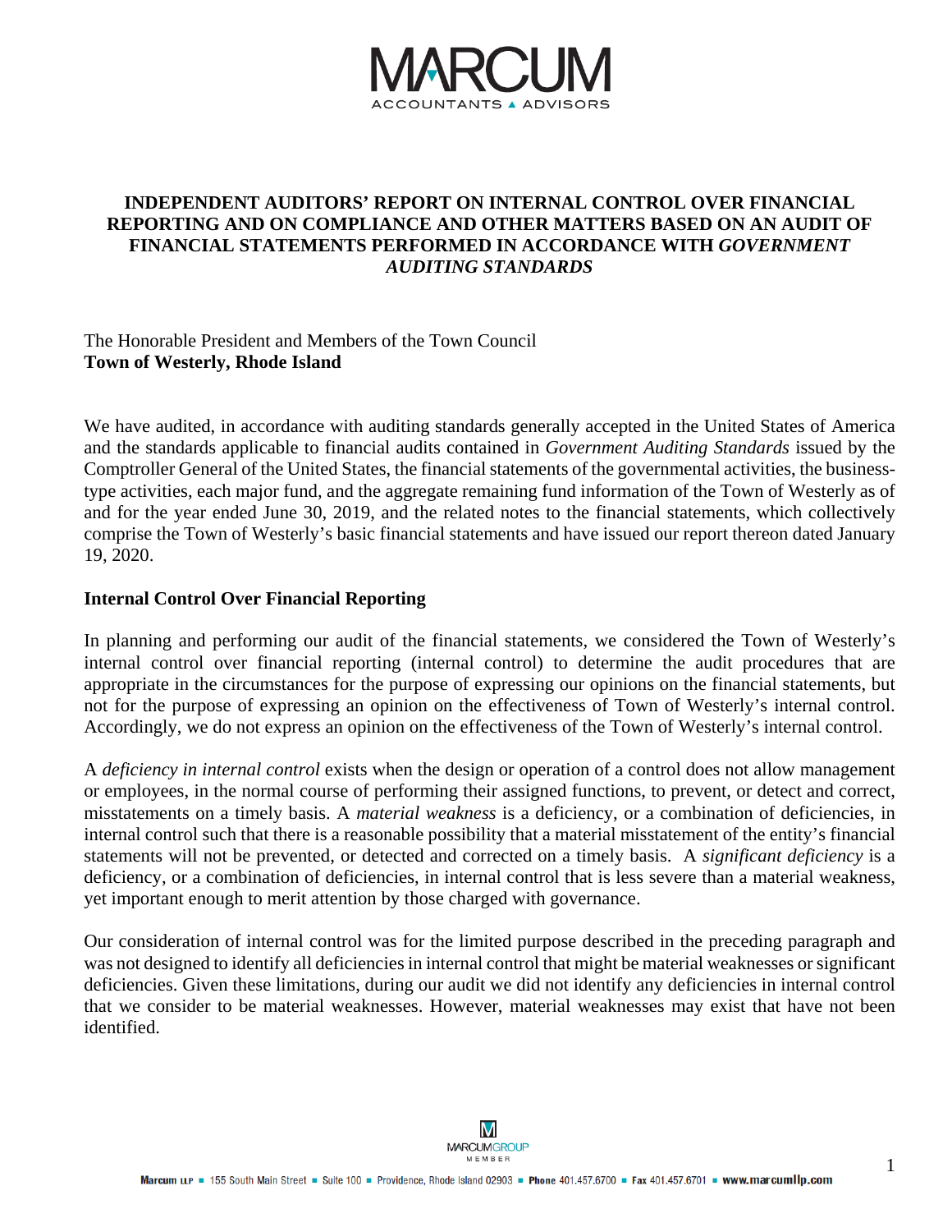# INDEPENDENT AUDITORS' REPORT ON INTERNAL CONTROL OVER FINANCIAL REPORTING AND ON COMPLIANCE AND OTHER MATTERS BASED ON AN AUDIT OF FINANCIAL STATEMENTS PERFORMED IN ACCORDANCE WITH *GOVERNMENT AUDITING STANDARDS*

The Honorable President and Members of the Town Council
**Town of Westerly, Rhode Island**

We have audited, in accordance with auditing standards generally accepted in the United States of America and the standards applicable to financial audits contained in *Government Auditing Standards* issued by the Comptroller General of the United States, the financial statements of the governmental activities, the business-type activities, each major fund, and the aggregate remaining fund information of the Town of Westerly as of and for the year ended June 30, 2019, and the related notes to the financial statements, which collectively comprise the Town of Westerly's basic financial statements and have issued our report thereon dated January 19, 2020.

## Internal Control Over Financial Reporting

In planning and performing our audit of the financial statements, we considered the Town of Westerly's internal control over financial reporting (internal control) to determine the audit procedures that are appropriate in the circumstances for the purpose of expressing our opinions on the financial statements, but not for the purpose of expressing an opinion on the effectiveness of Town of Westerly's internal control. Accordingly, we do not express an opinion on the effectiveness of the Town of Westerly's internal control.

A *deficiency in internal control* exists when the design or operation of a control does not allow management or employees, in the normal course of performing their assigned functions, to prevent, or detect and correct, misstatements on a timely basis. A *material weakness* is a deficiency, or a combination of deficiencies, in internal control such that there is a reasonable possibility that a material misstatement of the entity's financial statements will not be prevented, or detected and corrected on a timely basis. A *significant deficiency* is a deficiency, or a combination of deficiencies, in internal control that is less severe than a material weakness, yet important enough to merit attention by those charged with governance.

Our consideration of internal control was for the limited purpose described in the preceding paragraph and was not designed to identify all deficiencies in internal control that might be material weaknesses or significant deficiencies. Given these limitations, during our audit we did not identify any deficiencies in internal control that we consider to be material weaknesses. However, material weaknesses may exist that have not been identified.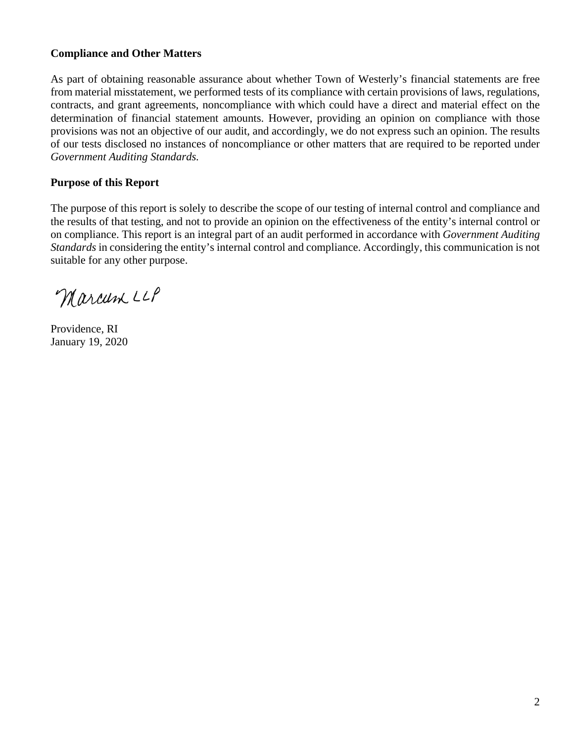**Compliance and Other Matters**

As part of obtaining reasonable assurance about whether Town of Westerly's financial statements are free from material misstatement, we performed tests of its compliance with certain provisions of laws, regulations, contracts, and grant agreements, noncompliance with which could have a direct and material effect on the determination of financial statement amounts. However, providing an opinion on compliance with those provisions was not an objective of our audit, and accordingly, we do not express such an opinion. The results of our tests disclosed no instances of noncompliance or other matters that are required to be reported under *Government Auditing Standards.*

**Purpose of this Report**

The purpose of this report is solely to describe the scope of our testing of internal control and compliance and the results of that testing, and not to provide an opinion on the effectiveness of the entity's internal control or on compliance. This report is an integral part of an audit performed in accordance with *Government Auditing Standards* in considering the entity's internal control and compliance. Accordingly, this communication is not suitable for any other purpose.

Marcum LLP

Providence, RI
January 19, 2020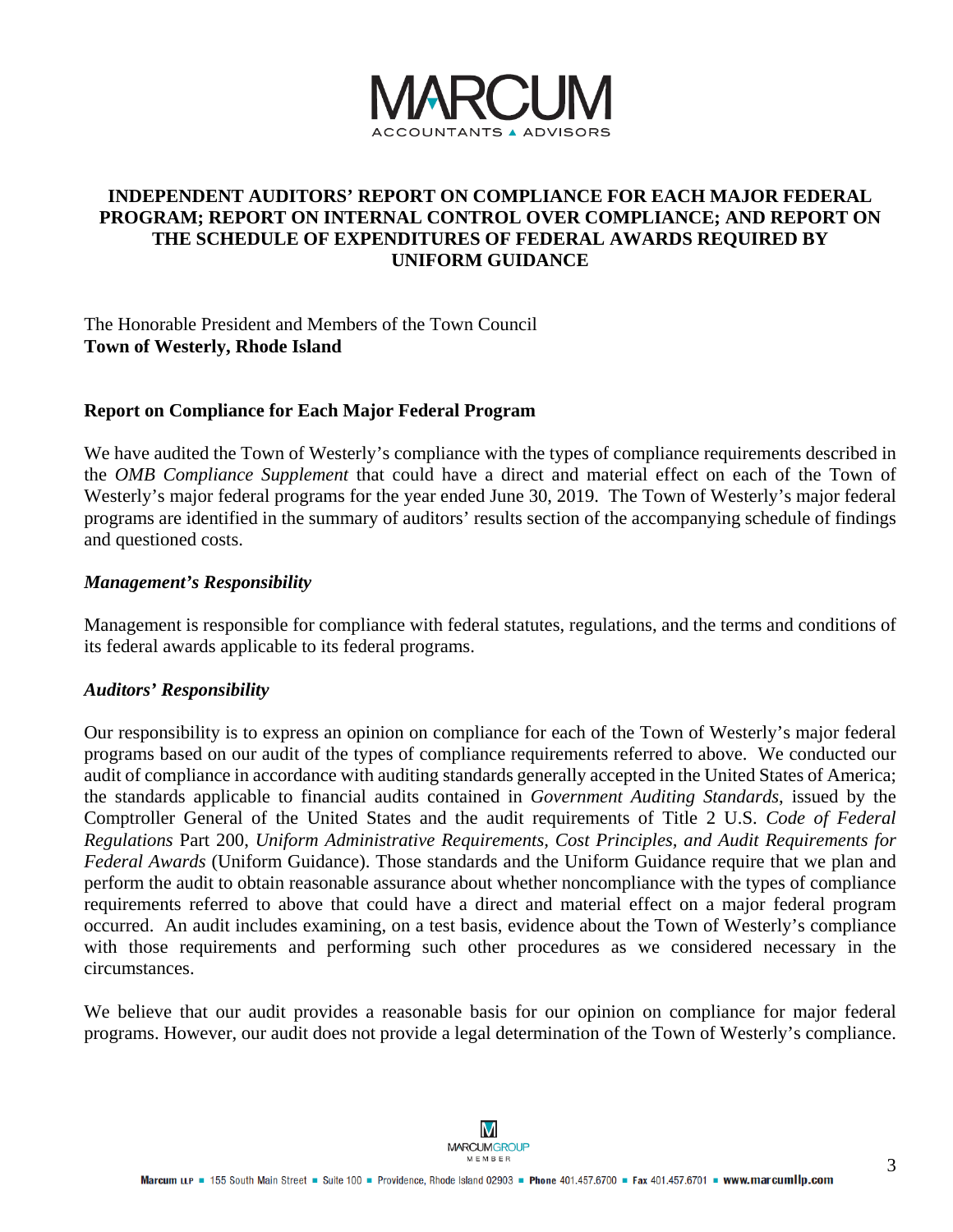# INDEPENDENT AUDITORS' REPORT ON COMPLIANCE FOR EACH MAJOR FEDERAL PROGRAM; REPORT ON INTERNAL CONTROL OVER COMPLIANCE; AND REPORT ON THE SCHEDULE OF EXPENDITURES OF FEDERAL AWARDS REQUIRED BY UNIFORM GUIDANCE

The Honorable President and Members of the Town Council
**Town of Westerly, Rhode Island**

## Report on Compliance for Each Major Federal Program

We have audited the Town of Westerly's compliance with the types of compliance requirements described in the *OMB Compliance Supplement* that could have a direct and material effect on each of the Town of Westerly's major federal programs for the year ended June 30, 2019. The Town of Westerly's major federal programs are identified in the summary of auditors' results section of the accompanying schedule of findings and questioned costs.

### *Management's Responsibility*

Management is responsible for compliance with federal statutes, regulations, and the terms and conditions of its federal awards applicable to its federal programs.

### *Auditors' Responsibility*

Our responsibility is to express an opinion on compliance for each of the Town of Westerly's major federal programs based on our audit of the types of compliance requirements referred to above. We conducted our audit of compliance in accordance with auditing standards generally accepted in the United States of America; the standards applicable to financial audits contained in *Government Auditing Standards*, issued by the Comptroller General of the United States and the audit requirements of Title 2 U.S. *Code of Federal Regulations* Part 200, *Uniform Administrative Requirements, Cost Principles, and Audit Requirements for Federal Awards* (Uniform Guidance). Those standards and the Uniform Guidance require that we plan and perform the audit to obtain reasonable assurance about whether noncompliance with the types of compliance requirements referred to above that could have a direct and material effect on a major federal program occurred. An audit includes examining, on a test basis, evidence about the Town of Westerly's compliance with those requirements and performing such other procedures as we considered necessary in the circumstances.

We believe that our audit provides a reasonable basis for our opinion on compliance for major federal programs. However, our audit does not provide a legal determination of the Town of Westerly's compliance.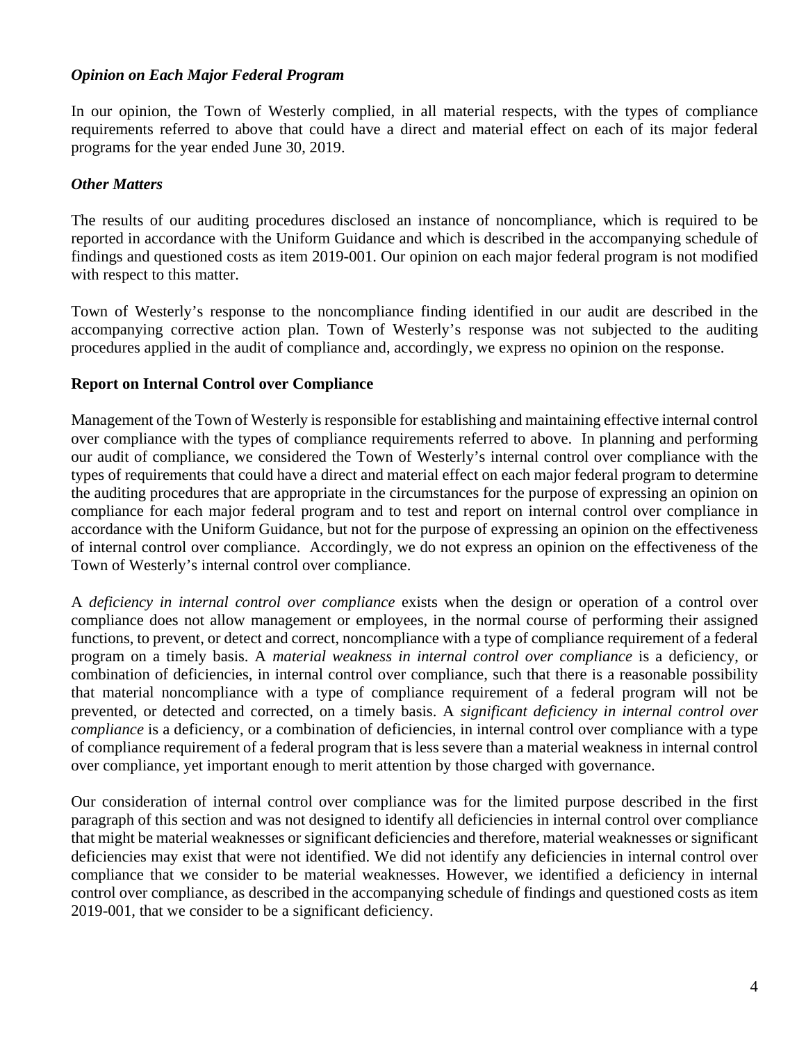### *Opinion on Each Major Federal Program*

In our opinion, the Town of Westerly complied, in all material respects, with the types of compliance requirements referred to above that could have a direct and material effect on each of its major federal programs for the year ended June 30, 2019.

### *Other Matters*

The results of our auditing procedures disclosed an instance of noncompliance, which is required to be reported in accordance with the Uniform Guidance and which is described in the accompanying schedule of findings and questioned costs as item 2019-001. Our opinion on each major federal program is not modified with respect to this matter.

Town of Westerly's response to the noncompliance finding identified in our audit are described in the accompanying corrective action plan. Town of Westerly's response was not subjected to the auditing procedures applied in the audit of compliance and, accordingly, we express no opinion on the response.

## Report on Internal Control over Compliance

Management of the Town of Westerly is responsible for establishing and maintaining effective internal control over compliance with the types of compliance requirements referred to above. In planning and performing our audit of compliance, we considered the Town of Westerly's internal control over compliance with the types of requirements that could have a direct and material effect on each major federal program to determine the auditing procedures that are appropriate in the circumstances for the purpose of expressing an opinion on compliance for each major federal program and to test and report on internal control over compliance in accordance with the Uniform Guidance, but not for the purpose of expressing an opinion on the effectiveness of internal control over compliance. Accordingly, we do not express an opinion on the effectiveness of the Town of Westerly's internal control over compliance.

A *deficiency in internal control over compliance* exists when the design or operation of a control over compliance does not allow management or employees, in the normal course of performing their assigned functions, to prevent, or detect and correct, noncompliance with a type of compliance requirement of a federal program on a timely basis. A *material weakness in internal control over compliance* is a deficiency, or combination of deficiencies, in internal control over compliance, such that there is a reasonable possibility that material noncompliance with a type of compliance requirement of a federal program will not be prevented, or detected and corrected, on a timely basis. A *significant deficiency in internal control over compliance* is a deficiency, or a combination of deficiencies, in internal control over compliance with a type of compliance requirement of a federal program that is less severe than a material weakness in internal control over compliance, yet important enough to merit attention by those charged with governance.

Our consideration of internal control over compliance was for the limited purpose described in the first paragraph of this section and was not designed to identify all deficiencies in internal control over compliance that might be material weaknesses or significant deficiencies and therefore, material weaknesses or significant deficiencies may exist that were not identified. We did not identify any deficiencies in internal control over compliance that we consider to be material weaknesses. However, we identified a deficiency in internal control over compliance, as described in the accompanying schedule of findings and questioned costs as item 2019-001, that we consider to be a significant deficiency.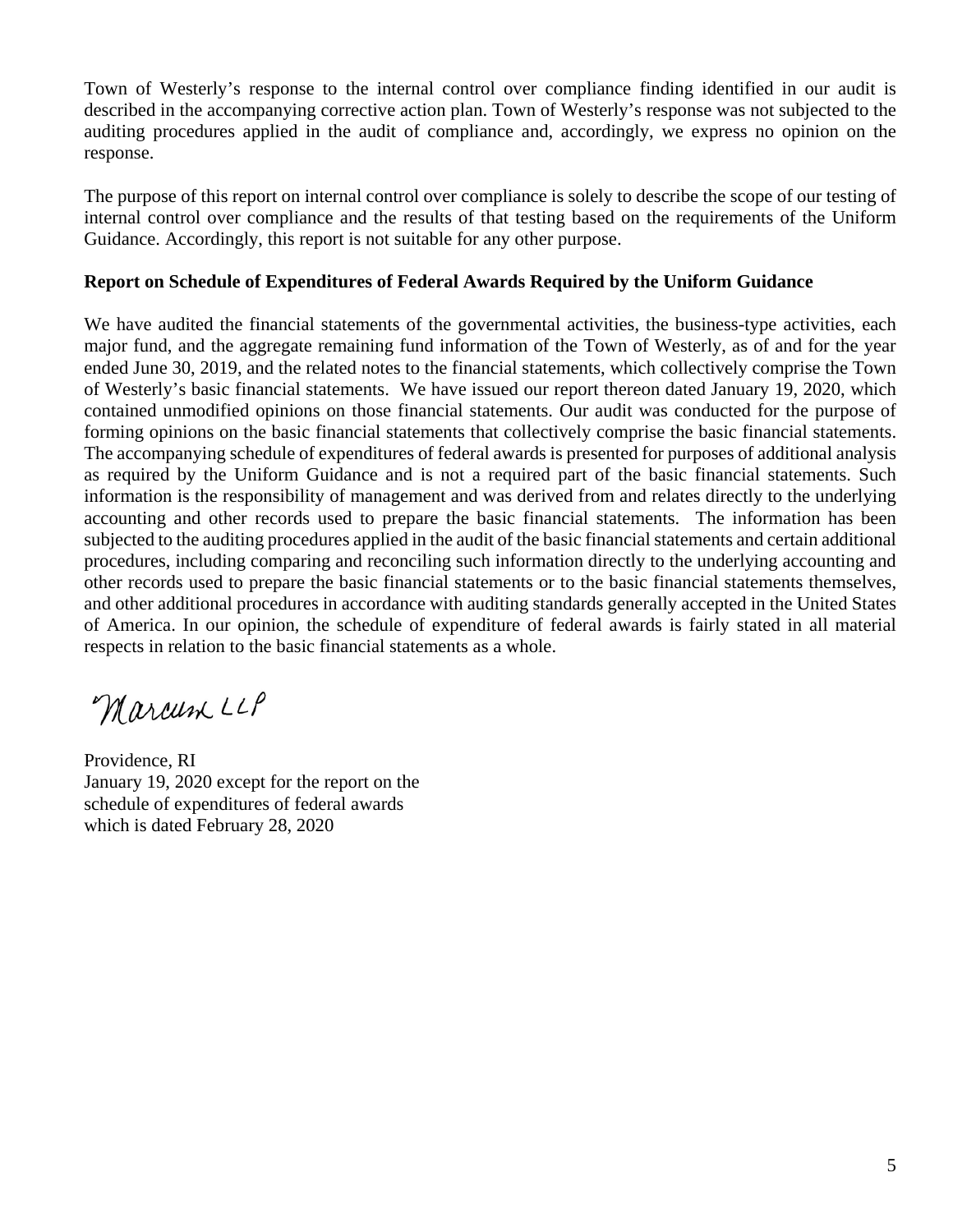Town of Westerly's response to the internal control over compliance finding identified in our audit is described in the accompanying corrective action plan. Town of Westerly's response was not subjected to the auditing procedures applied in the audit of compliance and, accordingly, we express no opinion on the response.

The purpose of this report on internal control over compliance is solely to describe the scope of our testing of internal control over compliance and the results of that testing based on the requirements of the Uniform Guidance. Accordingly, this report is not suitable for any other purpose.

**Report on Schedule of Expenditures of Federal Awards Required by the Uniform Guidance**

We have audited the financial statements of the governmental activities, the business-type activities, each major fund, and the aggregate remaining fund information of the Town of Westerly, as of and for the year ended June 30, 2019, and the related notes to the financial statements, which collectively comprise the Town of Westerly's basic financial statements. We have issued our report thereon dated January 19, 2020, which contained unmodified opinions on those financial statements. Our audit was conducted for the purpose of forming opinions on the basic financial statements that collectively comprise the basic financial statements. The accompanying schedule of expenditures of federal awards is presented for purposes of additional analysis as required by the Uniform Guidance and is not a required part of the basic financial statements. Such information is the responsibility of management and was derived from and relates directly to the underlying accounting and other records used to prepare the basic financial statements. The information has been subjected to the auditing procedures applied in the audit of the basic financial statements and certain additional procedures, including comparing and reconciling such information directly to the underlying accounting and other records used to prepare the basic financial statements or to the basic financial statements themselves, and other additional procedures in accordance with auditing standards generally accepted in the United States of America. In our opinion, the schedule of expenditure of federal awards is fairly stated in all material respects in relation to the basic financial statements as a whole.

Marcum LLP

Providence, RI
January 19, 2020 except for the report on the
schedule of expenditures of federal awards
which is dated February 28, 2020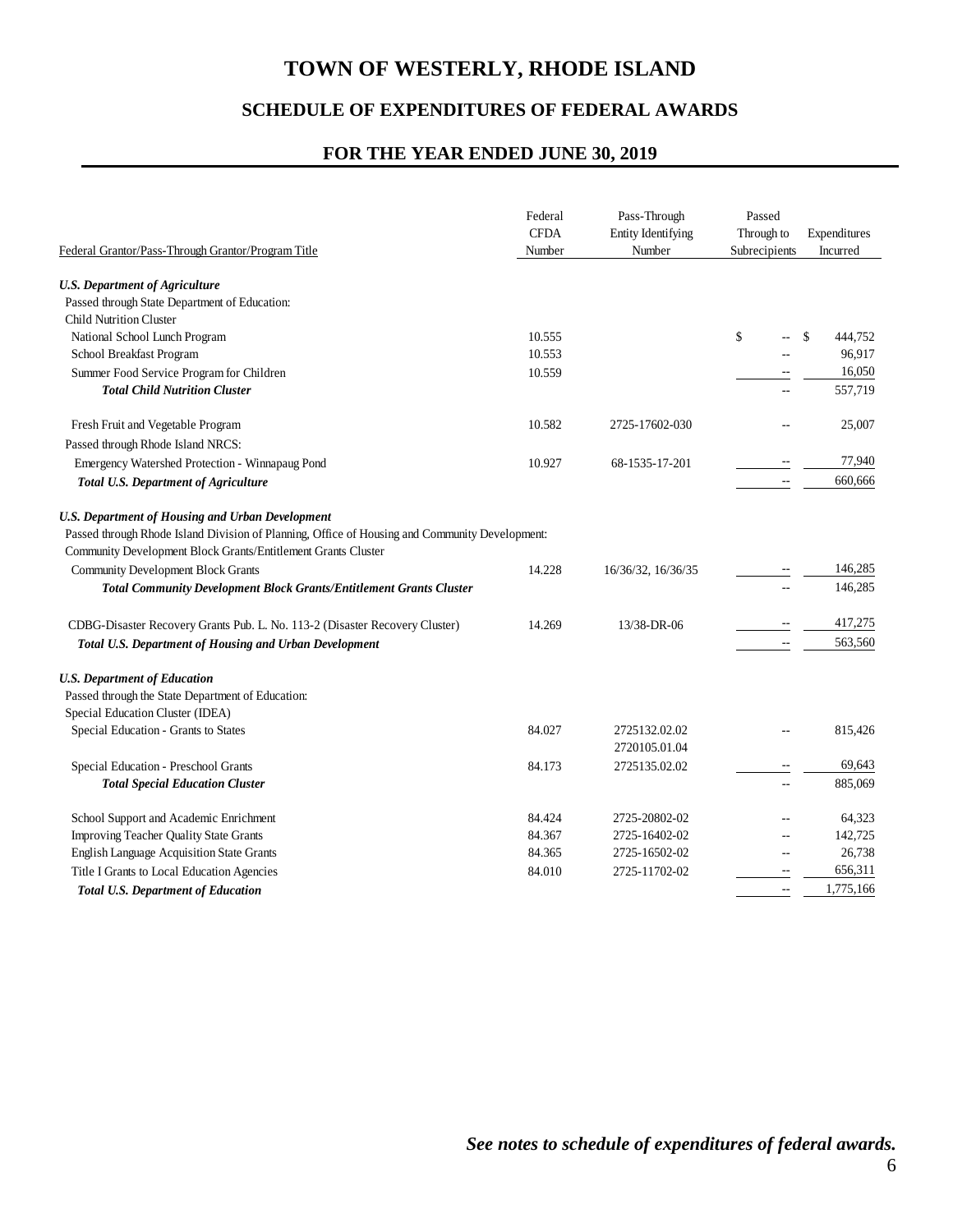# TOWN OF WESTERLY, RHODE ISLAND

## SCHEDULE OF EXPENDITURES OF FEDERAL AWARDS

## FOR THE YEAR ENDED JUNE 30, 2019

| Federal Grantor/Pass-Through Grantor/Program Title | Federal CFDA Number | Pass-Through Entity Identifying Number | Passed Through to Subrecipients | Expenditures Incurred |
|---|---|---|---|---|
| ***U.S. Department of Agriculture*** | | | | |
| Passed through State Department of Education: | | | | |
| Child Nutrition Cluster | | | | |
| National School Lunch Program | 10.555 | | $ -- | $ 444,752 |
| School Breakfast Program | 10.553 | | -- | 96,917 |
| Summer Food Service Program for Children | 10.559 | | -- | 16,050 |
| ***Total Child Nutrition Cluster*** | | | -- | 557,719 |
| Fresh Fruit and Vegetable Program | 10.582 | 2725-17602-030 | -- | 25,007 |
| Passed through Rhode Island NRCS: | | | | |
| Emergency Watershed Protection - Winnapaug Pond | 10.927 | 68-1535-17-201 | -- | 77,940 |
| ***Total U.S. Department of Agriculture*** | | | -- | 660,666 |
| ***U.S. Department of Housing and Urban Development*** | | | | |
| Passed through Rhode Island Division of Planning, Office of Housing and Community Development: | | | | |
| Community Development Block Grants/Entitlement Grants Cluster | | | | |
| Community Development Block Grants | 14.228 | 16/36/32, 16/36/35 | -- | 146,285 |
| ***Total Community Development Block Grants/Entitlement Grants Cluster*** | | | -- | 146,285 |
| CDBG-Disaster Recovery Grants Pub. L. No. 113-2 (Disaster Recovery Cluster) | 14.269 | 13/38-DR-06 | -- | 417,275 |
| ***Total U.S. Department of Housing and Urban Development*** | | | -- | 563,560 |
| ***U.S. Department of Education*** | | | | |
| Passed through the State Department of Education: | | | | |
| Special Education Cluster (IDEA) | | | | |
| Special Education - Grants to States | 84.027 | 2725132.02.02<br>2720105.01.04 | -- | 815,426 |
| Special Education - Preschool Grants | 84.173 | 2725135.02.02 | -- | 69,643 |
| ***Total Special Education Cluster*** | | | -- | 885,069 |
| School Support and Academic Enrichment | 84.424 | 2725-20802-02 | -- | 64,323 |
| Improving Teacher Quality State Grants | 84.367 | 2725-16402-02 | -- | 142,725 |
| English Language Acquisition State Grants | 84.365 | 2725-16502-02 | -- | 26,738 |
| Title I Grants to Local Education Agencies | 84.010 | 2725-11702-02 | -- | 656,311 |
| ***Total U.S. Department of Education*** | | | -- | 1,775,166 |

***See notes to schedule of expenditures of federal awards.***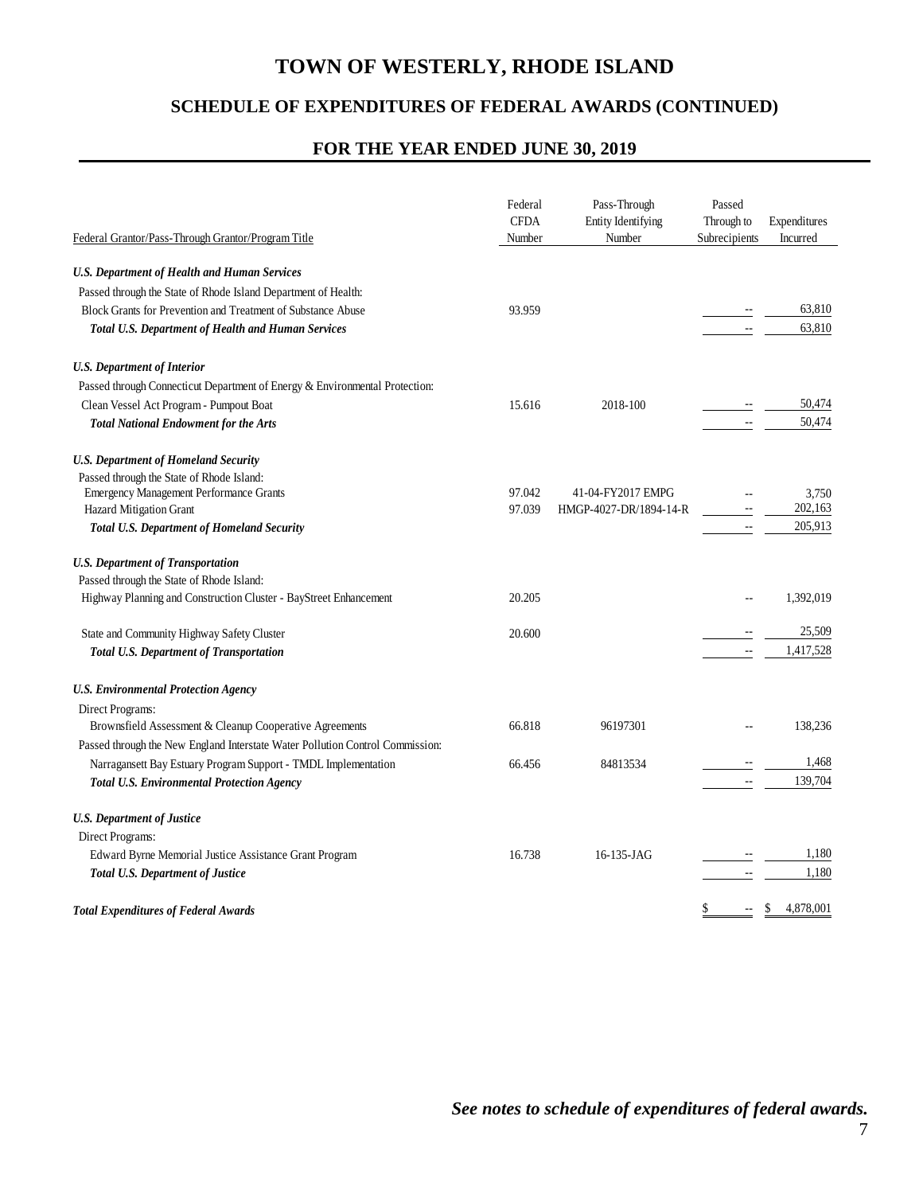# TOWN OF WESTERLY, RHODE ISLAND

## SCHEDULE OF EXPENDITURES OF FEDERAL AWARDS (CONTINUED)

## FOR THE YEAR ENDED JUNE 30, 2019

| Federal Grantor/Pass-Through Grantor/Program Title | Federal CFDA Number | Pass-Through Entity Identifying Number | Passed Through to Subrecipients | Expenditures Incurred |
|---|---|---|---|---|
| ***U.S. Department of Health and Human Services*** | | | | |
| Passed through the State of Rhode Island Department of Health: | | | | |
| Block Grants for Prevention and Treatment of Substance Abuse | 93.959 | | -- | 63,810 |
| ***Total U.S. Department of Health and Human Services*** | | | -- | 63,810 |
| ***U.S. Department of Interior*** | | | | |
| Passed through Connecticut Department of Energy & Environmental Protection: | | | | |
| Clean Vessel Act Program - Pumpout Boat | 15.616 | 2018-100 | -- | 50,474 |
| ***Total National Endowment for the Arts*** | | | -- | 50,474 |
| ***U.S. Department of Homeland Security*** | | | | |
| Passed through the State of Rhode Island: | | | | |
| Emergency Management Performance Grants | 97.042 | 41-04-FY2017 EMPG | -- | 3,750 |
| Hazard Mitigation Grant | 97.039 | HMGP-4027-DR/1894-14-R | -- | 202,163 |
| ***Total U.S. Department of Homeland Security*** | | | -- | 205,913 |
| ***U.S. Department of Transportation*** | | | | |
| Passed through the State of Rhode Island: | | | | |
| Highway Planning and Construction Cluster - BayStreet Enhancement | 20.205 | | -- | 1,392,019 |
| State and Community Highway Safety Cluster | 20.600 | | -- | 25,509 |
| ***Total U.S. Department of Transportation*** | | | -- | 1,417,528 |
| ***U.S. Environmental Protection Agency*** | | | | |
| Direct Programs: | | | | |
| Brownsfield Assessment & Cleanup Cooperative Agreements | 66.818 | 96197301 | -- | 138,236 |
| Passed through the New England Interstate Water Pollution Control Commission: | | | | |
| Narragansett Bay Estuary Program Support - TMDL Implementation | 66.456 | 84813534 | -- | 1,468 |
| ***Total U.S. Environmental Protection Agency*** | | | -- | 139,704 |
| ***U.S. Department of Justice*** | | | | |
| Direct Programs: | | | | |
| Edward Byrne Memorial Justice Assistance Grant Program | 16.738 | 16-135-JAG | -- | 1,180 |
| ***Total U.S. Department of Justice*** | | | -- | 1,180 |
| ***Total Expenditures of Federal Awards*** | | | $ -- | $ 4,878,001 |

***See notes to schedule of expenditures of federal awards.***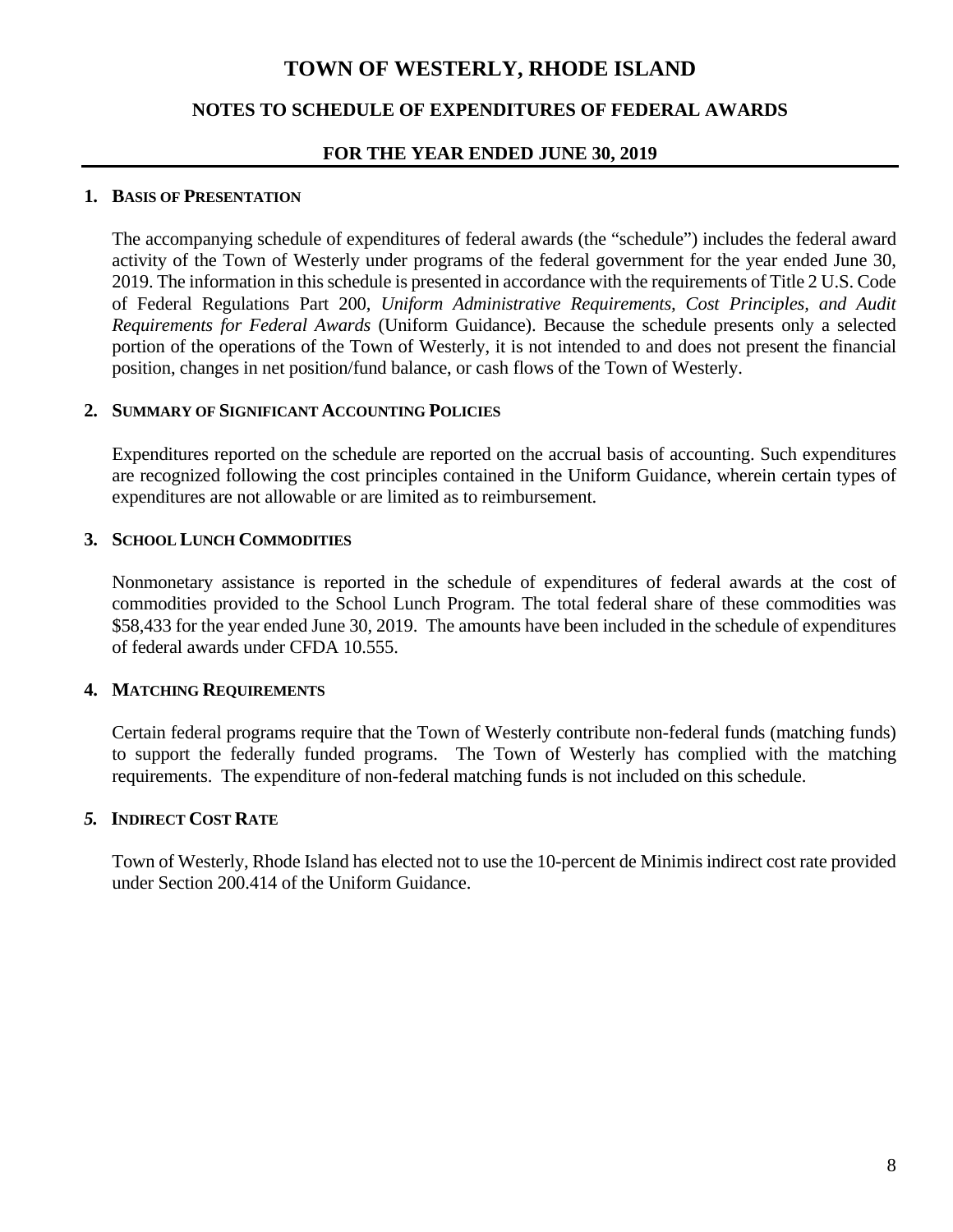# TOWN OF WESTERLY, RHODE ISLAND

## NOTES TO SCHEDULE OF EXPENDITURES OF FEDERAL AWARDS

## FOR THE YEAR ENDED JUNE 30, 2019

### 1. BASIS OF PRESENTATION

The accompanying schedule of expenditures of federal awards (the "schedule") includes the federal award activity of the Town of Westerly under programs of the federal government for the year ended June 30, 2019. The information in this schedule is presented in accordance with the requirements of Title 2 U.S. Code of Federal Regulations Part 200, *Uniform Administrative Requirements, Cost Principles, and Audit Requirements for Federal Awards* (Uniform Guidance). Because the schedule presents only a selected portion of the operations of the Town of Westerly, it is not intended to and does not present the financial position, changes in net position/fund balance, or cash flows of the Town of Westerly.

### 2. SUMMARY OF SIGNIFICANT ACCOUNTING POLICIES

Expenditures reported on the schedule are reported on the accrual basis of accounting. Such expenditures are recognized following the cost principles contained in the Uniform Guidance, wherein certain types of expenditures are not allowable or are limited as to reimbursement.

### 3. SCHOOL LUNCH COMMODITIES

Nonmonetary assistance is reported in the schedule of expenditures of federal awards at the cost of commodities provided to the School Lunch Program. The total federal share of these commodities was $58,433 for the year ended June 30, 2019. The amounts have been included in the schedule of expenditures of federal awards under CFDA 10.555.

### 4. MATCHING REQUIREMENTS

Certain federal programs require that the Town of Westerly contribute non-federal funds (matching funds) to support the federally funded programs. The Town of Westerly has complied with the matching requirements. The expenditure of non-federal matching funds is not included on this schedule.

### *5.* INDIRECT COST RATE

Town of Westerly, Rhode Island has elected not to use the 10-percent de Minimis indirect cost rate provided under Section 200.414 of the Uniform Guidance.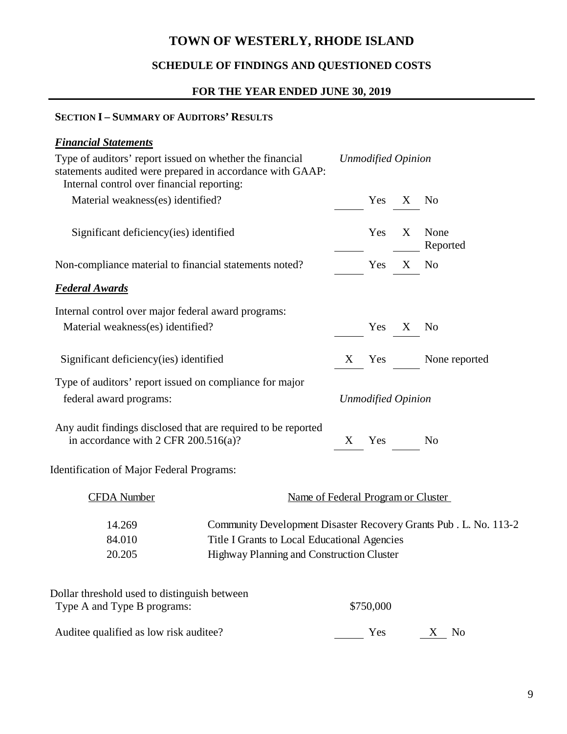# TOWN OF WESTERLY, RHODE ISLAND

## SCHEDULE OF FINDINGS AND QUESTIONED COSTS

## FOR THE YEAR ENDED JUNE 30, 2019

### SECTION I – SUMMARY OF AUDITORS' RESULTS

***Financial Statements***

| | | | | |
|---|---|---|---|---|
| Type of auditors' report issued on whether the financial statements audited were prepared in accordance with GAAP: | *Unmodified Opinion* | | | |
| Internal control over financial reporting: | | | | |
| Material weakness(es) identified? | | Yes | X | No |
| Significant deficiency(ies) identified | | Yes | X | None Reported |
| Non-compliance material to financial statements noted? | | Yes | X | No |

***Federal Awards***

| | | | | |
|---|---|---|---|---|
| Internal control over major federal award programs: | | | | |
| Material weakness(es) identified? | | Yes | X | No |
| Significant deficiency(ies) identified | X | Yes | | None reported |
| Type of auditors' report issued on compliance for major federal award programs: | *Unmodified Opinion* | | | |
| Any audit findings disclosed that are required to be reported in accordance with 2 CFR 200.516(a)? | X | Yes | | No |

Identification of Major Federal Programs:

| CFDA Number | Name of Federal Program or Cluster |
|---|---|
| 14.269 | Community Development Disaster Recovery Grants Pub . L. No. 113-2 |
| 84.010 | Title I Grants to Local Educational Agencies |
| 20.205 | Highway Planning and Construction Cluster |

| | | | | |
|---|---|---|---|---|
| Dollar threshold used to distinguish between Type A and Type B programs: | $750,000 | | | |
| Auditee qualified as low risk auditee? | | Yes | X | No |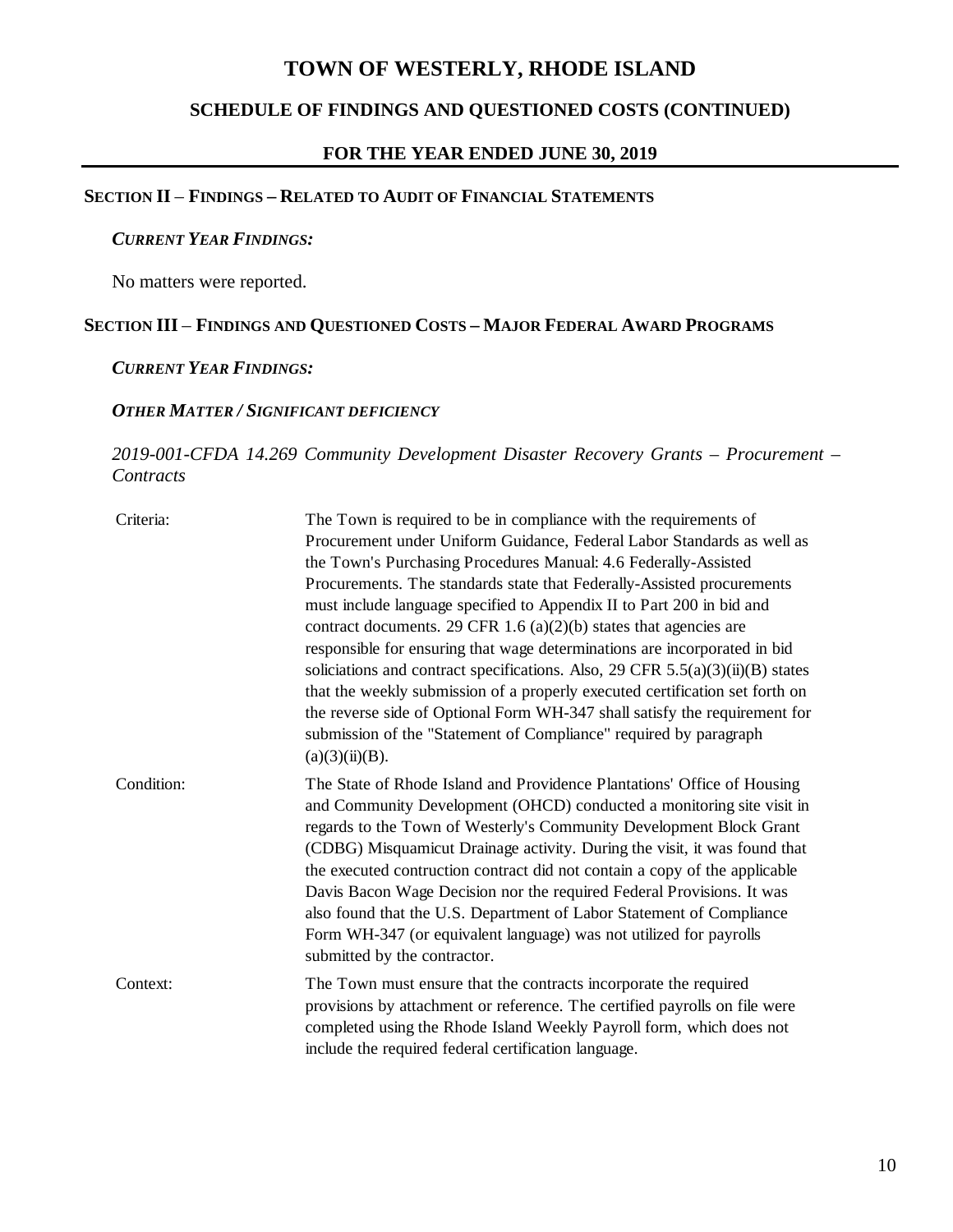# TOWN OF WESTERLY, RHODE ISLAND

## SCHEDULE OF FINDINGS AND QUESTIONED COSTS (CONTINUED)

## FOR THE YEAR ENDED JUNE 30, 2019

### SECTION II – FINDINGS – RELATED TO AUDIT OF FINANCIAL STATEMENTS

***CURRENT YEAR FINDINGS:***

No matters were reported.

### SECTION III – FINDINGS AND QUESTIONED COSTS – MAJOR FEDERAL AWARD PROGRAMS

***CURRENT YEAR FINDINGS:***

***OTHER MATTER / SIGNIFICANT DEFICIENCY***

*2019-001-CFDA 14.269 Community Development Disaster Recovery Grants – Procurement – Contracts*

| | |
|---|---|
| Criteria: | The Town is required to be in compliance with the requirements of Procurement under Uniform Guidance, Federal Labor Standards as well as the Town's Purchasing Procedures Manual: 4.6 Federally-Assisted Procurements. The standards state that Federally-Assisted procurements must include language specified to Appendix II to Part 200 in bid and contract documents. 29 CFR 1.6 (a)(2)(b) states that agencies are responsible for ensuring that wage determinations are incorporated in bid soliciations and contract specifications. Also, 29 CFR 5.5(a)(3)(ii)(B) states that the weekly submission of a properly executed certification set forth on the reverse side of Optional Form WH-347 shall satisfy the requirement for submission of the "Statement of Compliance" required by paragraph (a)(3)(ii)(B). |
| Condition: | The State of Rhode Island and Providence Plantations' Office of Housing and Community Development (OHCD) conducted a monitoring site visit in regards to the Town of Westerly's Community Development Block Grant (CDBG) Misquamicut Drainage activity. During the visit, it was found that the executed contruction contract did not contain a copy of the applicable Davis Bacon Wage Decision nor the required Federal Provisions. It was also found that the U.S. Department of Labor Statement of Compliance Form WH-347 (or equivalent language) was not utilized for payrolls submitted by the contractor. |
| Context: | The Town must ensure that the contracts incorporate the required provisions by attachment or reference. The certified payrolls on file were completed using the Rhode Island Weekly Payroll form, which does not include the required federal certification language. |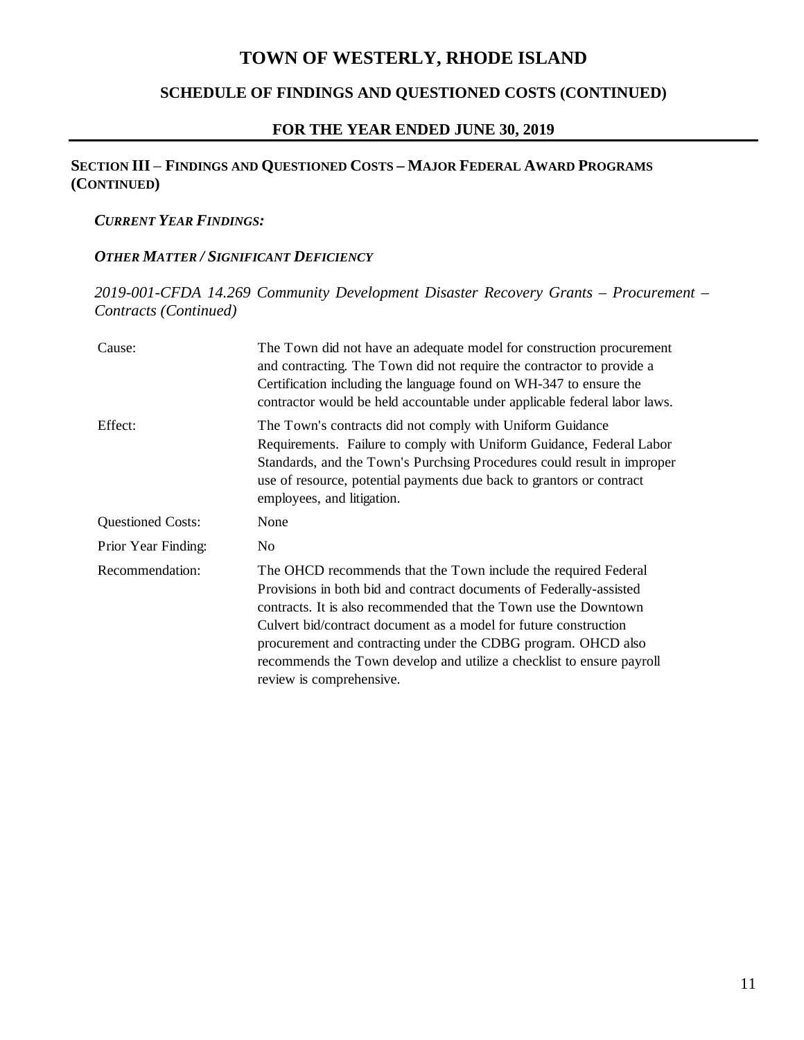# TOWN OF WESTERLY, RHODE ISLAND

## SCHEDULE OF FINDINGS AND QUESTIONED COSTS (CONTINUED)

## FOR THE YEAR ENDED JUNE 30, 2019

### SECTION III – FINDINGS AND QUESTIONED COSTS – MAJOR FEDERAL AWARD PROGRAMS (CONTINUED)

***CURRENT YEAR FINDINGS:***

***OTHER MATTER / SIGNIFICANT DEFICIENCY***

*2019-001-CFDA 14.269 Community Development Disaster Recovery Grants – Procurement – Contracts (Continued)*

| | |
|---|---|
| Cause: | The Town did not have an adequate model for construction procurement and contracting. The Town did not require the contractor to provide a Certification including the language found on WH-347 to ensure the contractor would be held accountable under applicable federal labor laws. |
| Effect: | The Town's contracts did not comply with Uniform Guidance Requirements. Failure to comply with Uniform Guidance, Federal Labor Standards, and the Town's Purchsing Procedures could result in improper use of resource, potential payments due back to grantors or contract employees, and litigation. |
| Questioned Costs: | None |
| Prior Year Finding: | No |
| Recommendation: | The OHCD recommends that the Town include the required Federal Provisions in both bid and contract documents of Federally-assisted contracts. It is also recommended that the Town use the Downtown Culvert bid/contract document as a model for future construction procurement and contracting under the CDBG program. OHCD also recommends the Town develop and utilize a checklist to ensure payroll review is comprehensive. |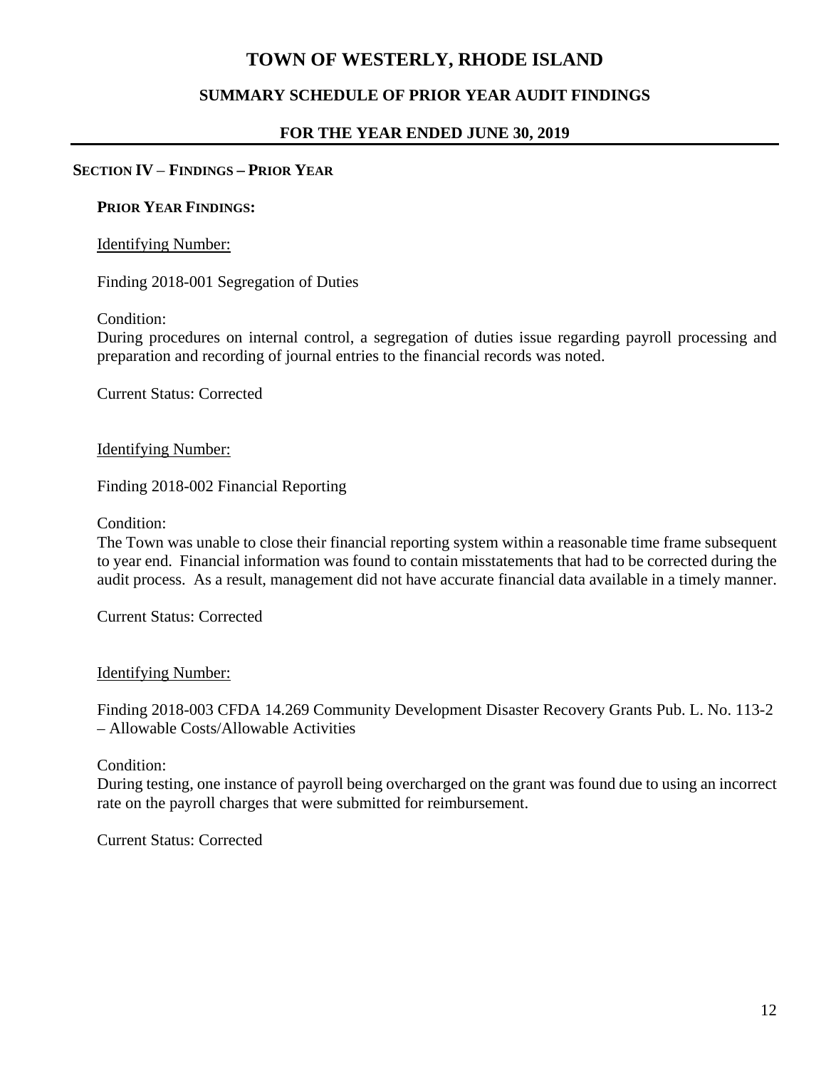# TOWN OF WESTERLY, RHODE ISLAND

## SUMMARY SCHEDULE OF PRIOR YEAR AUDIT FINDINGS

### FOR THE YEAR ENDED JUNE 30, 2019

**SECTION IV – FINDINGS – PRIOR YEAR**

**PRIOR YEAR FINDINGS:**

Identifying Number:

Finding 2018-001 Segregation of Duties

Condition:
During procedures on internal control, a segregation of duties issue regarding payroll processing and preparation and recording of journal entries to the financial records was noted.

Current Status: Corrected

Identifying Number:

Finding 2018-002 Financial Reporting

Condition:
The Town was unable to close their financial reporting system within a reasonable time frame subsequent to year end. Financial information was found to contain misstatements that had to be corrected during the audit process. As a result, management did not have accurate financial data available in a timely manner.

Current Status: Corrected

Identifying Number:

Finding 2018-003 CFDA 14.269 Community Development Disaster Recovery Grants Pub. L. No. 113-2 – Allowable Costs/Allowable Activities

Condition:
During testing, one instance of payroll being overcharged on the grant was found due to using an incorrect rate on the payroll charges that were submitted for reimbursement.

Current Status: Corrected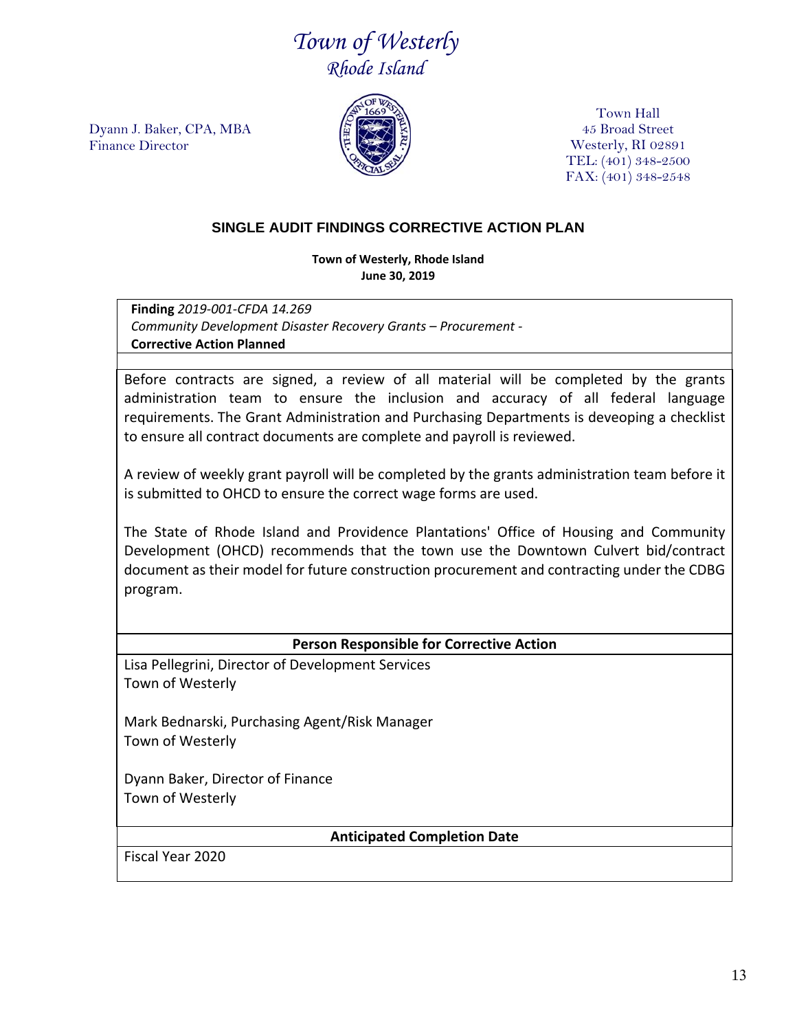# Town of Westerly
## Rhode Island

Dyann J. Baker, CPA, MBA
Finance Director

Town Hall
45 Broad Street
Westerly, RI 02891
TEL: (401) 348-2500
FAX: (401) 348-2548

### SINGLE AUDIT FINDINGS CORRECTIVE ACTION PLAN

**Town of Westerly, Rhode Island**
**June 30, 2019**

**Finding** *2019-001-CFDA 14.269*
*Community Development Disaster Recovery Grants – Procurement -*
**Corrective Action Planned**

Before contracts are signed, a review of all material will be completed by the grants administration team to ensure the inclusion and accuracy of all federal language requirements. The Grant Administration and Purchasing Departments is deveoping a checklist to ensure all contract documents are complete and payroll is reviewed.

A review of weekly grant payroll will be completed by the grants administration team before it is submitted to OHCD to ensure the correct wage forms are used.

The State of Rhode Island and Providence Plantations' Office of Housing and Community Development (OHCD) recommends that the town use the Downtown Culvert bid/contract document as their model for future construction procurement and contracting under the CDBG program.

**Person Responsible for Corrective Action**

Lisa Pellegrini, Director of Development Services
Town of Westerly

Mark Bednarski, Purchasing Agent/Risk Manager
Town of Westerly

Dyann Baker, Director of Finance
Town of Westerly

**Anticipated Completion Date**

Fiscal Year 2020